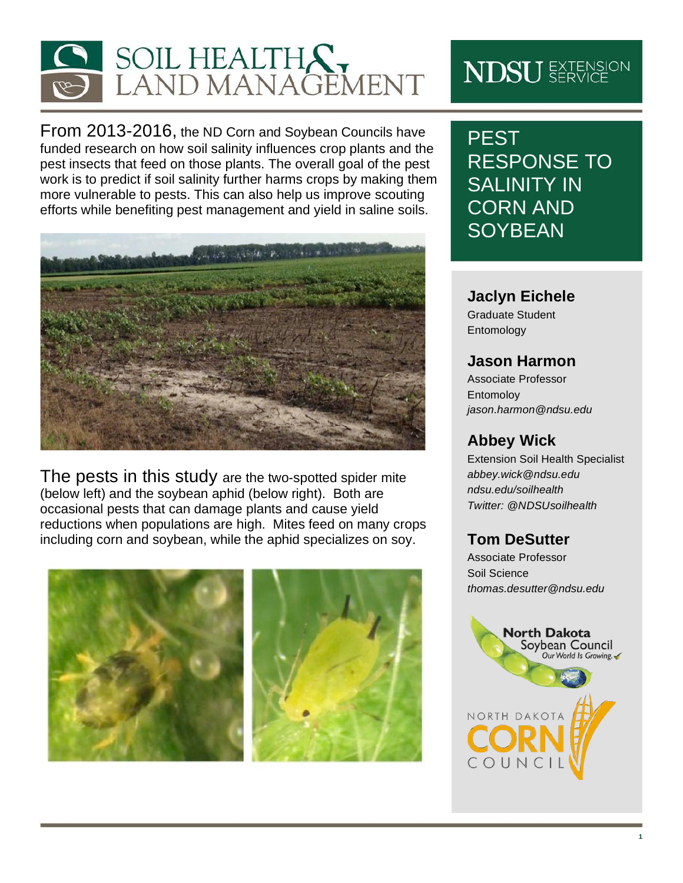# SOIL HEALTH & LAND MANAGEMENT

**NDSU EXTENSION SERVICE**

## PEST RESPONSE TO SALINITY IN CORN AND SOYBEAN

From 2013-2016, the ND Corn and Soybean Councils have funded research on how soil salinity influences crop plants and the pest insects that feed on those plants. The overall goal of the pest work is to predict if soil salinity further harms crops by making them more vulnerable to pests. This can also help us improve scouting efforts while benefiting pest management and yield in saline soils.

The pests in this study are the two-spotted spider mite (below left) and the soybean aphid (below right). Both are occasional pests that can damage plants and cause yield reductions when populations are high. Mites feed on many crops including corn and soybean, while the aphid specializes on soy.

**Jaclyn Eichele**
Graduate Student
Entomology

**Jason Harmon**
Associate Professor
Entomoloy
*jason.harmon@ndsu.edu*

**Abbey Wick**
Extension Soil Health Specialist
*abbey.wick@ndsu.edu*
*ndsu.edu/soilhealth*
*Twitter: @NDSUsoilhealth*

**Tom DeSutter**
Associate Professor
Soil Science
*thomas.desutter@ndsu.edu*

North Dakota Soybean Council — Our World Is Growing.

North Dakota Corn Council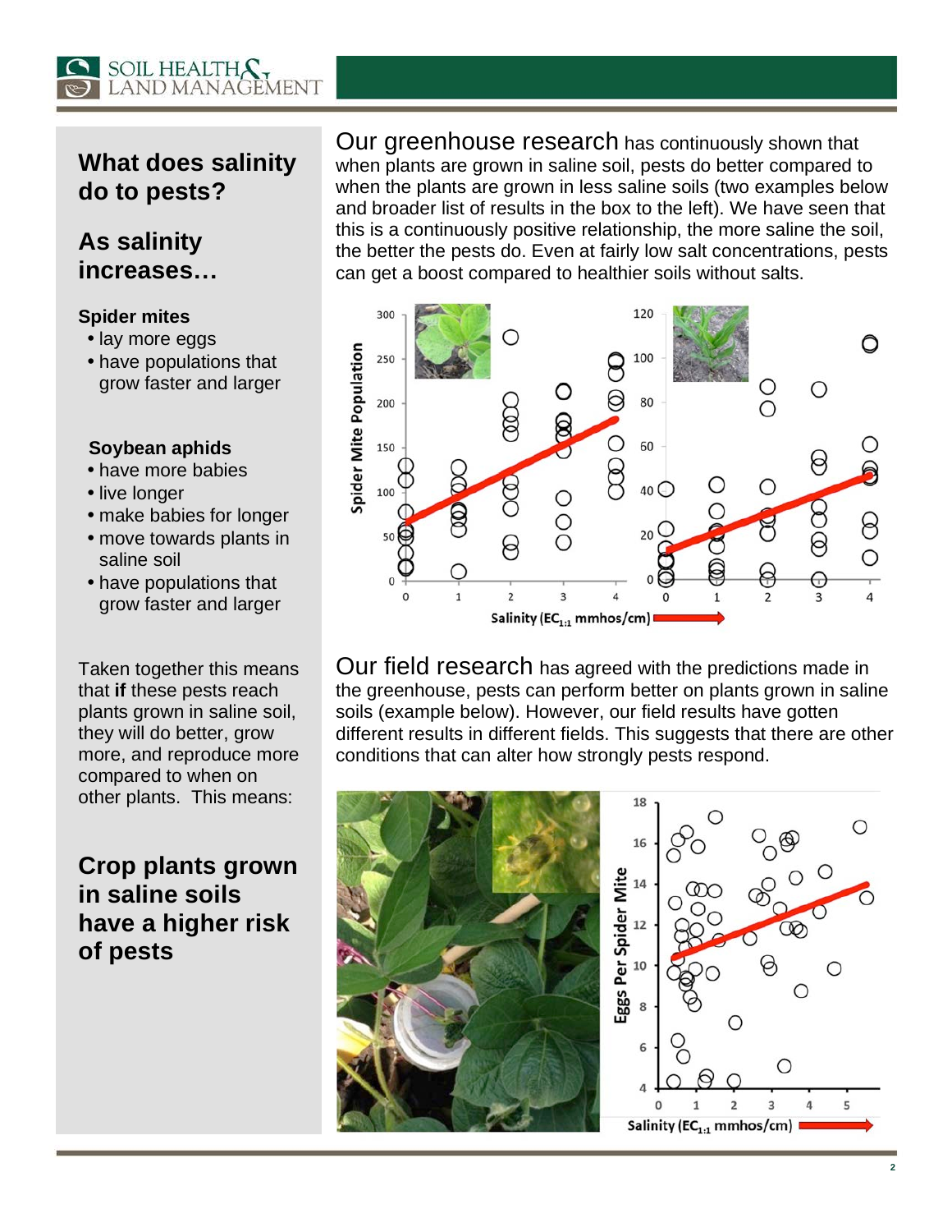## What does salinity do to pests?

### As salinity increases…

**Spider mites**

- lay more eggs
- have populations that grow faster and larger

**Soybean aphids**

- have more babies
- live longer
- make babies for longer
- move towards plants in saline soil
- have populations that grow faster and larger

Taken together this means that **if** these pests reach plants grown in saline soil, they will do better, grow more, and reproduce more compared to when on other plants. This means:

## Crop plants grown in saline soils have a higher risk of pests

Our greenhouse research has continuously shown that when plants are grown in saline soil, pests do better compared to when the plants are grown in less saline soils (two examples below and broader list of results in the box to the left). We have seen that this is a continuously positive relationship, the more saline the soil, the better the pests do. Even at fairly low salt concentrations, pests can get a boost compared to healthier soils without salts.

Spider Mite Population

300
250
200
150
100
50
0

120
100
80
60
40
20
0

0 1 2 3 4 0 1 2 3 4

Salinity ($EC_{1:1}$ mmhos/cm)

Our field research has agreed with the predictions made in the greenhouse, pests can perform better on plants grown in saline soils (example below). However, our field results have gotten different results in different fields. This suggests that there are other conditions that can alter how strongly pests respond.

Eggs Per Spider Mite

18
16
14
12
10
8
6
4

0 1 2 3 4 5

Salinity ($EC_{1:1}$ mmhos/cm)